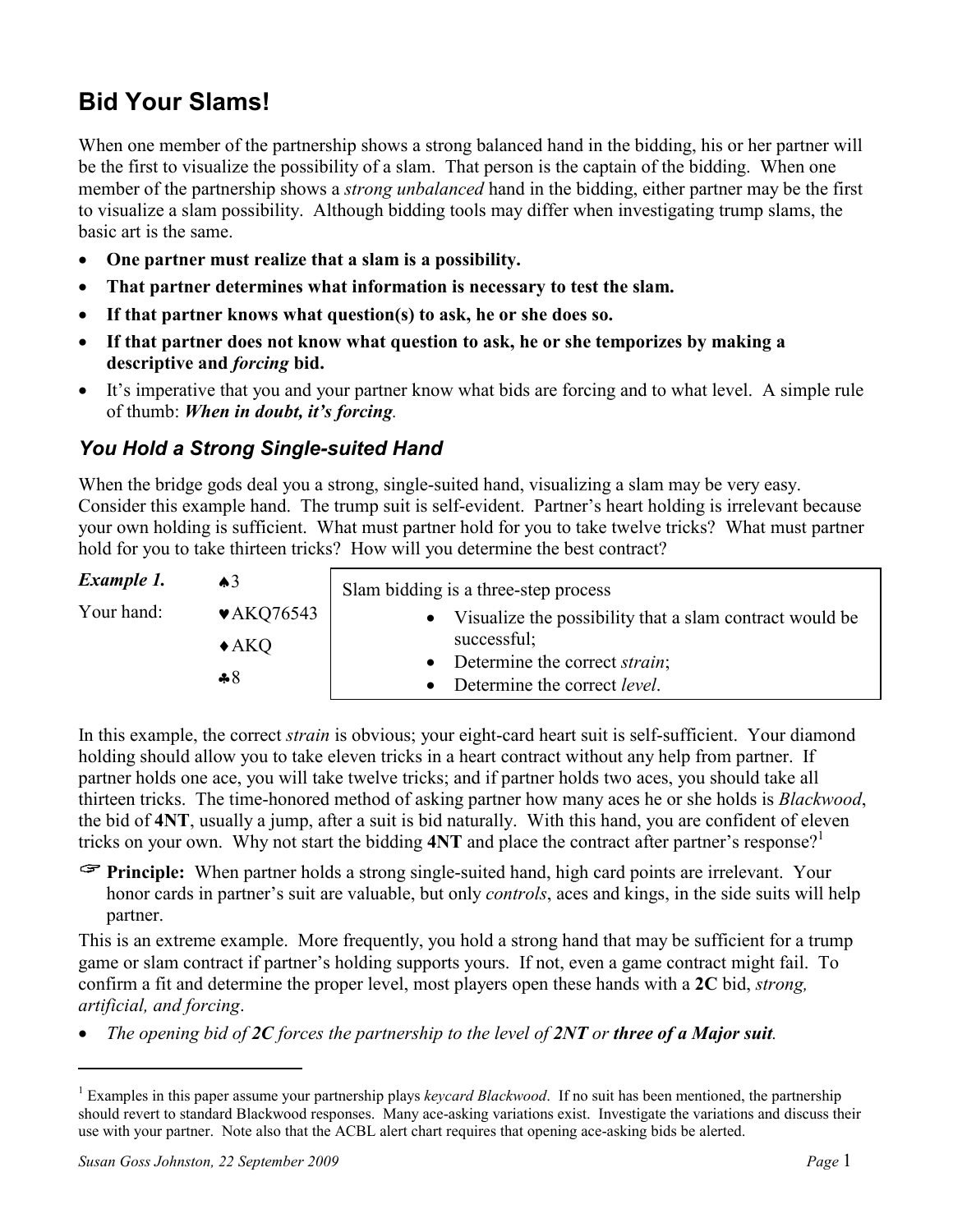# Bid Your Slams!

When one member of the partnership shows a strong balanced hand in the bidding, his or her partner will be the first to visualize the possibility of a slam. That person is the captain of the bidding. When one member of the partnership shows a *strong unbalanced* hand in the bidding, either partner may be the first to visualize a slam possibility. Although bidding tools may differ when investigating trump slams, the basic art is the same.

- **One partner must realize that a slam is a possibility.**
- **That partner determines what information is necessary to test the slam.**
- **If that partner knows what question(s) to ask, he or she does so.**
- **If that partner does not know what question to ask, he or she temporizes by making a descriptive and *forcing* bid.**
- It's imperative that you and your partner know what bids are forcing and to what level. A simple rule of thumb: ***When in doubt, it's forcing*.**

## *You Hold a Strong Single-suited Hand*

When the bridge gods deal you a strong, single-suited hand, visualizing a slam may be very easy. Consider this example hand. The trump suit is self-evident. Partner's heart holding is irrelevant because your own holding is sufficient. What must partner hold for you to take twelve tricks? What must partner hold for you to take thirteen tricks? How will you determine the best contract?

***Example 1.***

Your hand:
♠3
♥AKQ76543
♦AKQ
♣8

> Slam bidding is a three-step process
> - Visualize the possibility that a slam contract would be successful;
> - Determine the correct *strain*;
> - Determine the correct *level*.

In this example, the correct *strain* is obvious; your eight-card heart suit is self-sufficient. Your diamond holding should allow you to take eleven tricks in a heart contract without any help from partner. If partner holds one ace, you will take twelve tricks; and if partner holds two aces, you should take all thirteen tricks. The time-honored method of asking partner how many aces he or she holds is *Blackwood*, the bid of **4NT**, usually a jump, after a suit is bid naturally. With this hand, you are confident of eleven tricks on your own. Why not start the bidding **4NT** and place the contract after partner's response?[1]

☞ **Principle:** When partner holds a strong single-suited hand, high card points are irrelevant. Your honor cards in partner's suit are valuable, but only *controls*, aces and kings, in the side suits will help partner.

This is an extreme example. More frequently, you hold a strong hand that may be sufficient for a trump game or slam contract if partner's holding supports yours. If not, even a game contract might fail. To confirm a fit and determine the proper level, most players open these hands with a **2C** bid, *strong, artificial, and forcing*.

- *The opening bid of **2C** forces the partnership to the level of **2NT** or **three of a Major suit**.*

---

[1] Examples in this paper assume your partnership plays *keycard Blackwood*. If no suit has been mentioned, the partnership should revert to standard Blackwood responses. Many ace-asking variations exist. Investigate the variations and discuss their use with your partner. Note also that the ACBL alert chart requires that opening ace-asking bids be alerted.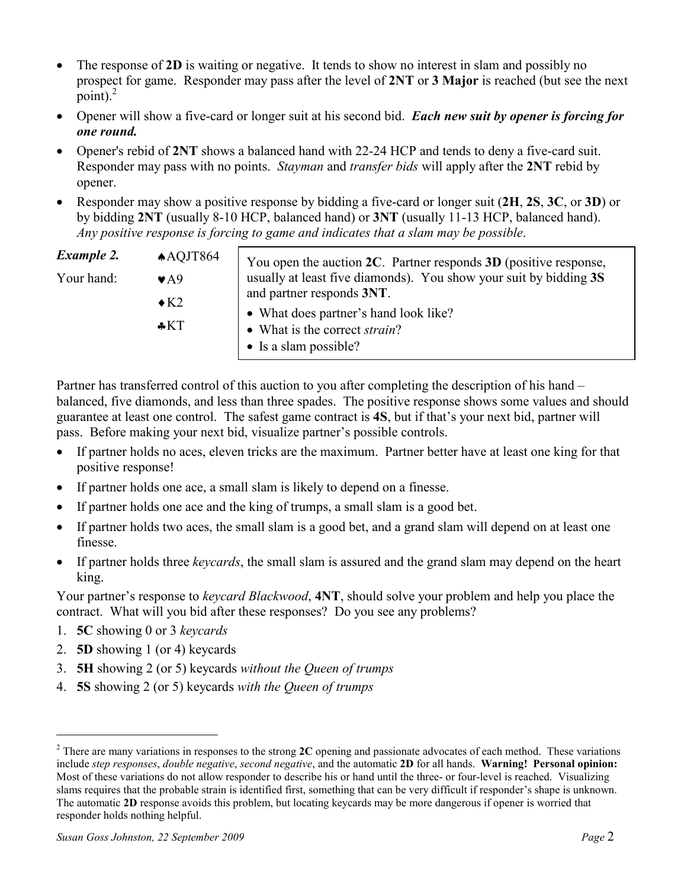- The response of **2D** is waiting or negative. It tends to show no interest in slam and possibly no prospect for game. Responder may pass after the level of **2NT** or **3 Major** is reached (but see the next point).[2]
- Opener will show a five-card or longer suit at his second bid. ***Each new suit by opener is forcing for one round.***
- Opener's rebid of **2NT** shows a balanced hand with 22-24 HCP and tends to deny a five-card suit. Responder may pass with no points. *Stayman* and *transfer bids* will apply after the **2NT** rebid by opener.
- Responder may show a positive response by bidding a five-card or longer suit (**2H**, **2S**, **3C**, or **3D**) or by bidding **2NT** (usually 8-10 HCP, balanced hand) or **3NT** (usually 11-13 HCP, balanced hand). *Any positive response is forcing to game and indicates that a slam may be possible*.

***Example 2.***

Your hand:

♠AQJT864
♥A9
♦K2
♣KT

You open the auction **2C**. Partner responds **3D** (positive response, usually at least five diamonds). You show your suit by bidding **3S** and partner responds **3NT**.

- What does partner's hand look like?
- What is the correct *strain*?
- Is a slam possible?

Partner has transferred control of this auction to you after completing the description of his hand – balanced, five diamonds, and less than three spades. The positive response shows some values and should guarantee at least one control. The safest game contract is **4S**, but if that's your next bid, partner will pass. Before making your next bid, visualize partner's possible controls.

- If partner holds no aces, eleven tricks are the maximum. Partner better have at least one king for that positive response!
- If partner holds one ace, a small slam is likely to depend on a finesse.
- If partner holds one ace and the king of trumps, a small slam is a good bet.
- If partner holds two aces, the small slam is a good bet, and a grand slam will depend on at least one finesse.
- If partner holds three *keycards*, the small slam is assured and the grand slam may depend on the heart king.

Your partner's response to *keycard Blackwood*, **4NT**, should solve your problem and help you place the contract. What will you bid after these responses? Do you see any problems?

1. **5C** showing 0 or 3 *keycards*
2. **5D** showing 1 (or 4) keycards
3. **5H** showing 2 (or 5) keycards *without the Queen of trumps*
4. **5S** showing 2 (or 5) keycards *with the Queen of trumps*

---

[2] There are many variations in responses to the strong **2C** opening and passionate advocates of each method. These variations include *step responses*, *double negative*, *second negative*, and the automatic **2D** for all hands. **Warning! Personal opinion:** Most of these variations do not allow responder to describe his or hand until the three- or four-level is reached. Visualizing slams requires that the probable strain is identified first, something that can be very difficult if responder's shape is unknown. The automatic **2D** response avoids this problem, but locating keycards may be more dangerous if opener is worried that responder holds nothing helpful.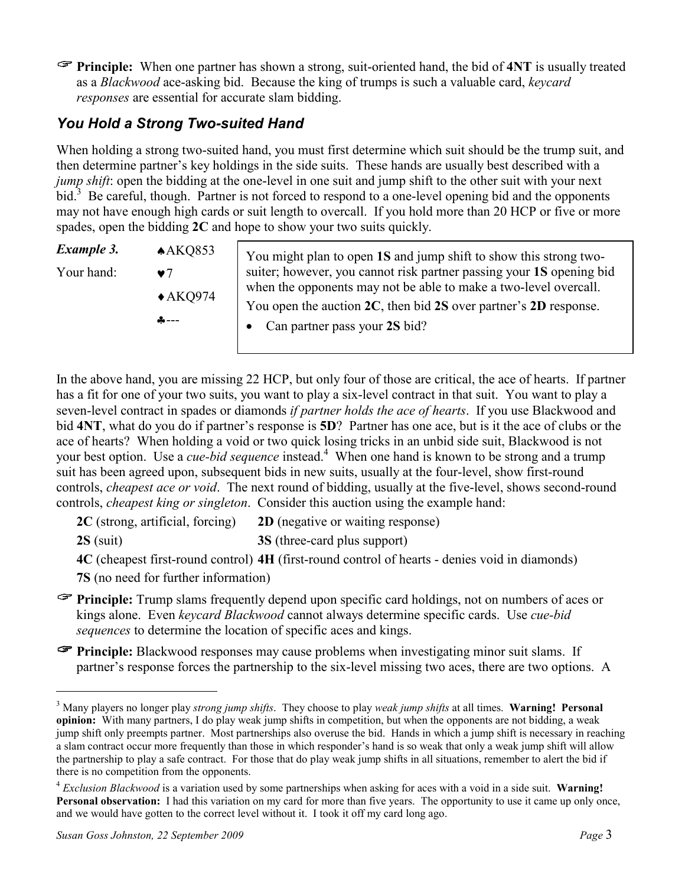☞ **Principle:** When one partner has shown a strong, suit-oriented hand, the bid of **4NT** is usually treated as a *Blackwood* ace-asking bid. Because the king of trumps is such a valuable card, *keycard responses* are essential for accurate slam bidding.

## *You Hold a Strong Two-suited Hand*

When holding a strong two-suited hand, you must first determine which suit should be the trump suit, and then determine partner's key holdings in the side suits. These hands are usually best described with a *jump shift*: open the bidding at the one-level in one suit and jump shift to the other suit with your next bid.[3] Be careful, though. Partner is not forced to respond to a one-level opening bid and the opponents may not have enough high cards or suit length to overcall. If you hold more than 20 HCP or five or more spades, open the bidding **2C** and hope to show your two suits quickly.

***Example 3.*** Your hand:

♠AKQ853
♥7
♦AKQ974
♣---

> You might plan to open **1S** and jump shift to show this strong two-suiter; however, you cannot risk partner passing your **1S** opening bid when the opponents may not be able to make a two-level overcall. You open the auction **2C**, then bid **2S** over partner's **2D** response.
>
> - Can partner pass your **2S** bid?

In the above hand, you are missing 22 HCP, but only four of those are critical, the ace of hearts. If partner has a fit for one of your two suits, you want to play a six-level contract in that suit. You want to play a seven-level contract in spades or diamonds *if partner holds the ace of hearts*. If you use Blackwood and bid **4NT**, what do you do if partner's response is **5D**? Partner has one ace, but is it the ace of clubs or the ace of hearts? When holding a void or two quick losing tricks in an unbid side suit, Blackwood is not your best option. Use a *cue-bid sequence* instead.[4] When one hand is known to be strong and a trump suit has been agreed upon, subsequent bids in new suits, usually at the four-level, show first-round controls, *cheapest ace or void*. The next round of bidding, usually at the five-level, shows second-round controls, *cheapest king or singleton*. Consider this auction using the example hand:

**2C** (strong, artificial, forcing) **2D** (negative or waiting response)
**2S** (suit) **3S** (three-card plus support)
**4C** (cheapest first-round control) **4H** (first-round control of hearts - denies void in diamonds)
**7S** (no need for further information)

☞ **Principle:** Trump slams frequently depend upon specific card holdings, not on numbers of aces or kings alone. Even *keycard Blackwood* cannot always determine specific cards. Use *cue-bid sequences* to determine the location of specific aces and kings.

☞ **Principle:** Blackwood responses may cause problems when investigating minor suit slams. If partner's response forces the partnership to the six-level missing two aces, there are two options. A

---

[3] Many players no longer play *strong jump shifts*. They choose to play *weak jump shifts* at all times. **Warning! Personal opinion:** With many partners, I do play weak jump shifts in competition, but when the opponents are not bidding, a weak jump shift only preempts partner. Most partnerships also overuse the bid. Hands in which a jump shift is necessary in reaching a slam contract occur more frequently than those in which responder's hand is so weak that only a weak jump shift will allow the partnership to play a safe contract. For those that do play weak jump shifts in all situations, remember to alert the bid if there is no competition from the opponents.

[4] *Exclusion Blackwood* is a variation used by some partnerships when asking for aces with a void in a side suit. **Warning! Personal observation:** I had this variation on my card for more than five years. The opportunity to use it came up only once, and we would have gotten to the correct level without it. I took it off my card long ago.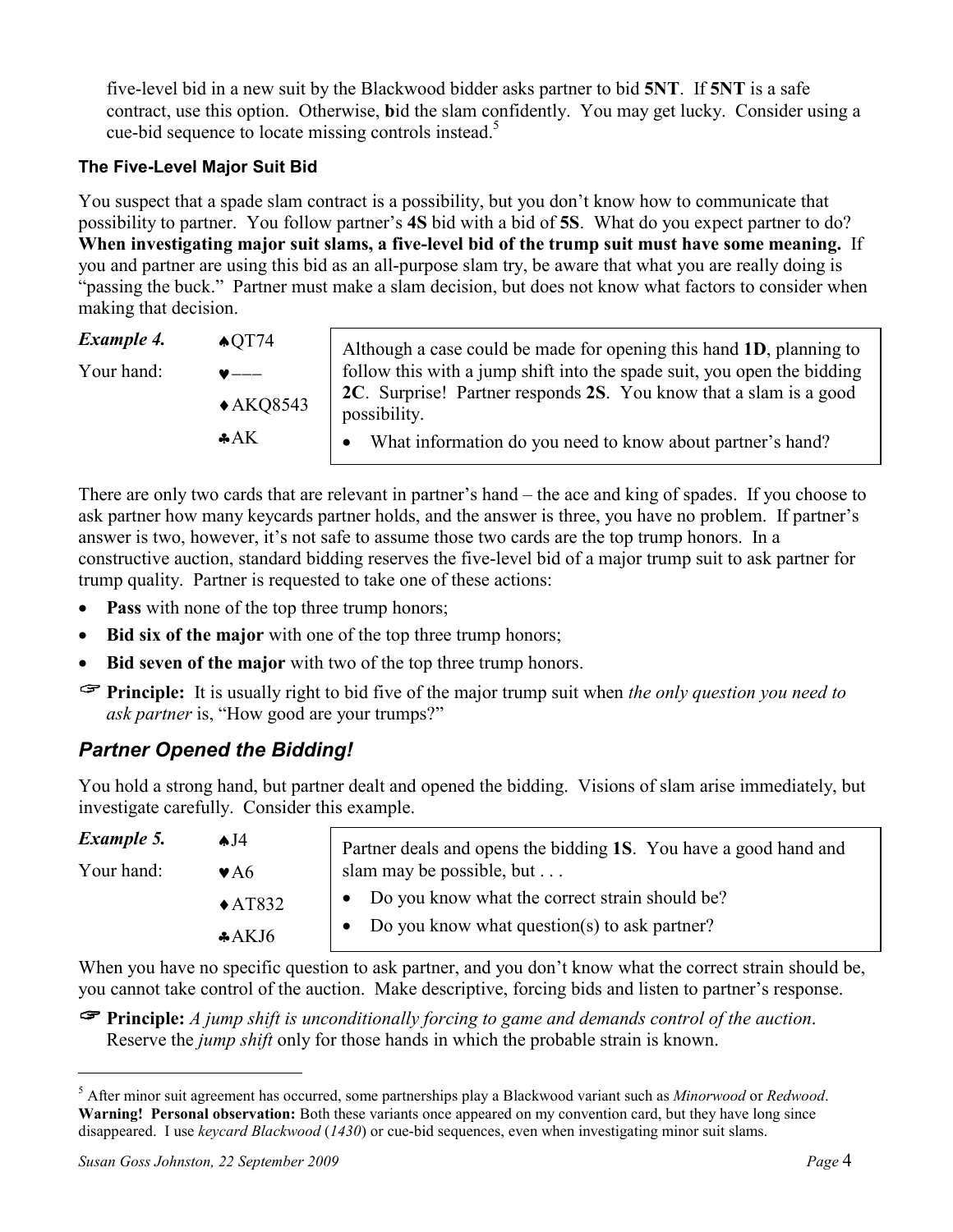five-level bid in a new suit by the Blackwood bidder asks partner to bid **5NT**. If **5NT** is a safe contract, use this option. Otherwise, **b**id the slam confidently. You may get lucky. Consider using a cue-bid sequence to locate missing controls instead.[5]

### The Five-Level Major Suit Bid

You suspect that a spade slam contract is a possibility, but you don't know how to communicate that possibility to partner. You follow partner's **4S** bid with a bid of **5S**. What do you expect partner to do? **When investigating major suit slams, a five-level bid of the trump suit must have some meaning.** If you and partner are using this bid as an all-purpose slam try, be aware that what you are really doing is "passing the buck." Partner must make a slam decision, but does not know what factors to consider when making that decision.

***Example 4.*** ♠QT74
Your hand: ♥–––
♦AKQ8543
♣AK

Although a case could be made for opening this hand **1D**, planning to follow this with a jump shift into the spade suit, you open the bidding **2C**. Surprise! Partner responds **2S**. You know that a slam is a good possibility.

- What information do you need to know about partner's hand?

There are only two cards that are relevant in partner's hand – the ace and king of spades. If you choose to ask partner how many keycards partner holds, and the answer is three, you have no problem. If partner's answer is two, however, it's not safe to assume those two cards are the top trump honors. In a constructive auction, standard bidding reserves the five-level bid of a major trump suit to ask partner for trump quality. Partner is requested to take one of these actions:

- **Pass** with none of the top three trump honors;
- **Bid six of the major** with one of the top three trump honors;
- **Bid seven of the major** with two of the top three trump honors.

☞ **Principle:** It is usually right to bid five of the major trump suit when *the only question you need to ask partner* is, "How good are your trumps?"

## *Partner Opened the Bidding!*

You hold a strong hand, but partner dealt and opened the bidding. Visions of slam arise immediately, but investigate carefully. Consider this example.

***Example 5.*** ♠J4
Your hand: ♥A6
♦AT832
♣AKJ6

Partner deals and opens the bidding **1S**. You have a good hand and slam may be possible, but . . .

- Do you know what the correct strain should be?
- Do you know what question(s) to ask partner?

When you have no specific question to ask partner, and you don't know what the correct strain should be, you cannot take control of the auction. Make descriptive, forcing bids and listen to partner's response.

☞ **Principle:** *A jump shift is unconditionally forcing to game and demands control of the auction*. Reserve the *jump shift* only for those hands in which the probable strain is known.

---

[5] After minor suit agreement has occurred, some partnerships play a Blackwood variant such as *Minorwood* or *Redwood*. **Warning! Personal observation:** Both these variants once appeared on my convention card, but they have long since disappeared. I use *keycard Blackwood* (*1430*) or cue-bid sequences, even when investigating minor suit slams.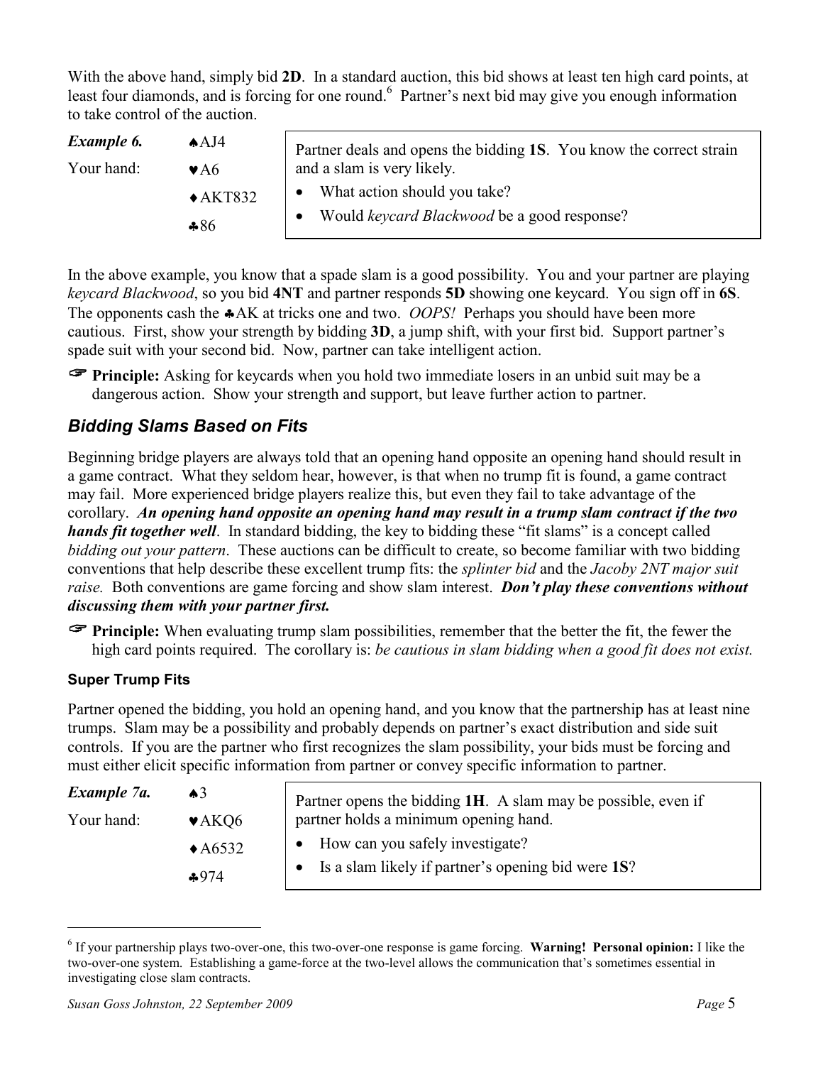With the above hand, simply bid **2D**. In a standard auction, this bid shows at least ten high card points, at least four diamonds, and is forcing for one round.[6] Partner's next bid may give you enough information to take control of the auction.

| ***Example 6.*** | ♠AJ4 | Partner deals and opens the bidding **1S**. You know the correct strain and a slam is very likely. |
|---|---|---|
| Your hand: | ♥A6 | • What action should you take? |
| | ♦AKT832 | • Would *keycard Blackwood* be a good response? |
| | ♣86 | |

In the above example, you know that a spade slam is a good possibility. You and your partner are playing *keycard Blackwood*, so you bid **4NT** and partner responds **5D** showing one keycard. You sign off in **6S**. The opponents cash the ♣AK at tricks one and two. *OOPS!* Perhaps you should have been more cautious. First, show your strength by bidding **3D**, a jump shift, with your first bid. Support partner's spade suit with your second bid. Now, partner can take intelligent action.

☞ **Principle:** Asking for keycards when you hold two immediate losers in an unbid suit may be a dangerous action. Show your strength and support, but leave further action to partner.

## *Bidding Slams Based on Fits*

Beginning bridge players are always told that an opening hand opposite an opening hand should result in a game contract. What they seldom hear, however, is that when no trump fit is found, a game contract may fail. More experienced bridge players realize this, but even they fail to take advantage of the corollary. ***An opening hand opposite an opening hand may result in a trump slam contract if the two hands fit together well***. In standard bidding, the key to bidding these "fit slams" is a concept called *bidding out your pattern*. These auctions can be difficult to create, so become familiar with two bidding conventions that help describe these excellent trump fits: the *splinter bid* and the *Jacoby 2NT major suit raise.* Both conventions are game forcing and show slam interest. ***Don't play these conventions without discussing them with your partner first.***

☞ **Principle:** When evaluating trump slam possibilities, remember that the better the fit, the fewer the high card points required. The corollary is: *be cautious in slam bidding when a good fit does not exist.*

### Super Trump Fits

Partner opened the bidding, you hold an opening hand, and you know that the partnership has at least nine trumps. Slam may be a possibility and probably depends on partner's exact distribution and side suit controls. If you are the partner who first recognizes the slam possibility, your bids must be forcing and must either elicit specific information from partner or convey specific information to partner.

| ***Example 7a.*** | ♠3 | Partner opens the bidding **1H**. A slam may be possible, even if partner holds a minimum opening hand. |
|---|---|---|
| Your hand: | ♥AKQ6 | • How can you safely investigate? |
| | ♦A6532 | • Is a slam likely if partner's opening bid were **1S**? |
| | ♣974 | |

---

[6] If your partnership plays two-over-one, this two-over-one response is game forcing. **Warning! Personal opinion:** I like the two-over-one system. Establishing a game-force at the two-level allows the communication that's sometimes essential in investigating close slam contracts.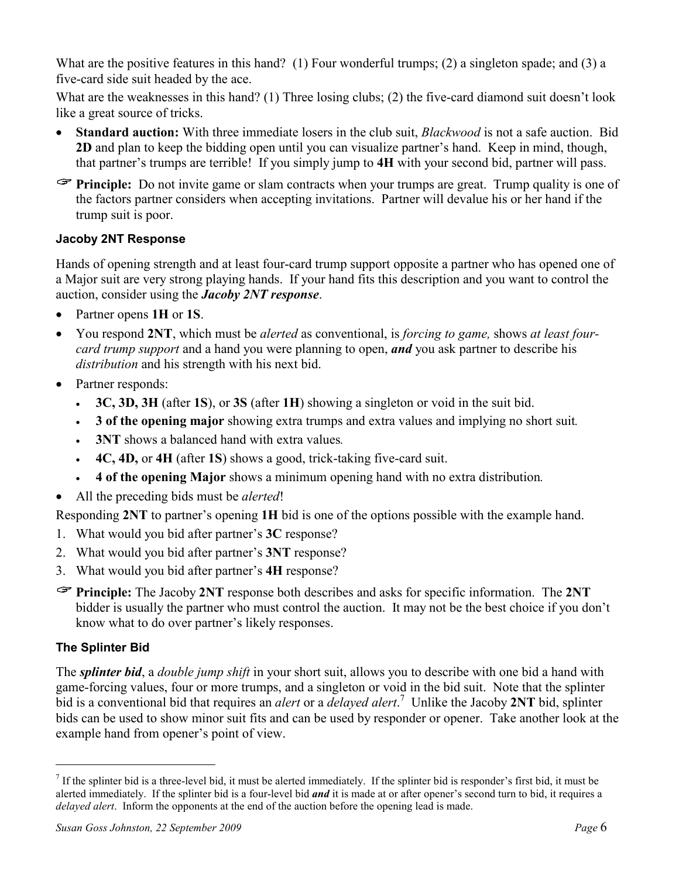What are the positive features in this hand? (1) Four wonderful trumps; (2) a singleton spade; and (3) a five-card side suit headed by the ace.

What are the weaknesses in this hand? (1) Three losing clubs; (2) the five-card diamond suit doesn't look like a great source of tricks.

- **Standard auction:** With three immediate losers in the club suit, *Blackwood* is not a safe auction. Bid **2D** and plan to keep the bidding open until you can visualize partner's hand. Keep in mind, though, that partner's trumps are terrible! If you simply jump to **4H** with your second bid, partner will pass.

☞ **Principle:** Do not invite game or slam contracts when your trumps are great. Trump quality is one of the factors partner considers when accepting invitations. Partner will devalue his or her hand if the trump suit is poor.

### Jacoby 2NT Response

Hands of opening strength and at least four-card trump support opposite a partner who has opened one of a Major suit are very strong playing hands. If your hand fits this description and you want to control the auction, consider using the ***Jacoby 2NT response***.

- Partner opens **1H** or **1S**.
- You respond **2NT**, which must be *alerted* as conventional, is *forcing to game,* shows *at least four-card trump support* and a hand you were planning to open, ***and*** you ask partner to describe his *distribution* and his strength with his next bid.
- Partner responds:
  - **3C, 3D, 3H** (after **1S**), or **3S** (after **1H**) showing a singleton or void in the suit bid.
  - **3 of the opening major** showing extra trumps and extra values and implying no short suit.
  - **3NT** shows a balanced hand with extra values.
  - **4C, 4D,** or **4H** (after **1S**) shows a good, trick-taking five-card suit.
  - **4 of the opening Major** shows a minimum opening hand with no extra distribution.
- All the preceding bids must be *alerted*!

Responding **2NT** to partner's opening **1H** bid is one of the options possible with the example hand.

1. What would you bid after partner's **3C** response?
2. What would you bid after partner's **3NT** response?
3. What would you bid after partner's **4H** response?

☞ **Principle:** The Jacoby **2NT** response both describes and asks for specific information. The **2NT** bidder is usually the partner who must control the auction. It may not be the best choice if you don't know what to do over partner's likely responses.

### The Splinter Bid

The ***splinter bid***, a *double jump shift* in your short suit, allows you to describe with one bid a hand with game-forcing values, four or more trumps, and a singleton or void in the bid suit. Note that the splinter bid is a conventional bid that requires an *alert* or a *delayed alert*.[7] Unlike the Jacoby **2NT** bid, splinter bids can be used to show minor suit fits and can be used by responder or opener. Take another look at the example hand from opener's point of view.

---

[7] If the splinter bid is a three-level bid, it must be alerted immediately. If the splinter bid is responder's first bid, it must be alerted immediately. If the splinter bid is a four-level bid ***and*** it is made at or after opener's second turn to bid, it requires a *delayed alert*. Inform the opponents at the end of the auction before the opening lead is made.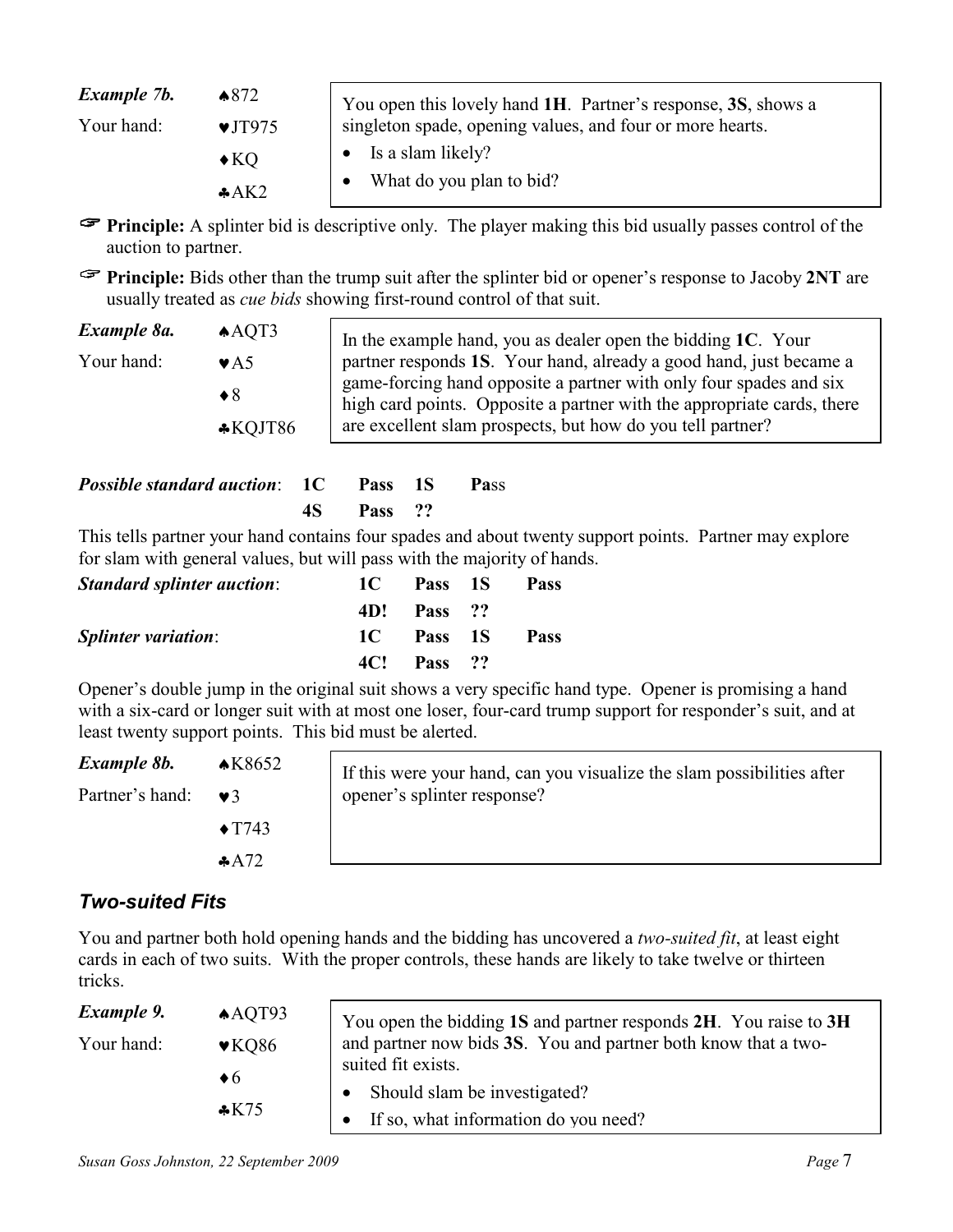***Example 7b.*** ♠872
Your hand: ♥JT975
♦KQ
♣AK2

You open this lovely hand **1H**. Partner's response, **3S**, shows a singleton spade, opening values, and four or more hearts.

- Is a slam likely?
- What do you plan to bid?

☞ **Principle:** A splinter bid is descriptive only. The player making this bid usually passes control of the auction to partner.

☞ **Principle:** Bids other than the trump suit after the splinter bid or opener's response to Jacoby **2NT** are usually treated as *cue bids* showing first-round control of that suit.

***Example 8a.*** ♠AQT3
Your hand: ♥A5
♦8
♣KQJT86

In the example hand, you as dealer open the bidding **1C**. Your partner responds **1S**. Your hand, already a good hand, just became a game-forcing hand opposite a partner with only four spades and six high card points. Opposite a partner with the appropriate cards, there are excellent slam prospects, but how do you tell partner?

| ***Possible standard auction***: | **1C** | **Pass** | **1S** | **Pass** |
|---|---|---|---|---|
| | **4S** | **Pass** | **??** | |

This tells partner your hand contains four spades and about twenty support points. Partner may explore for slam with general values, but will pass with the majority of hands.

| ***Standard splinter auction***: | **1C** | **Pass** | **1S** | **Pass** |
|---|---|---|---|---|
| | **4D!** | **Pass** | **??** | |
| ***Splinter variation***: | **1C** | **Pass** | **1S** | **Pass** |
| | **4C!** | **Pass** | **??** | |

Opener's double jump in the original suit shows a very specific hand type. Opener is promising a hand with a six-card or longer suit with at most one loser, four-card trump support for responder's suit, and at least twenty support points. This bid must be alerted.

***Example 8b.*** ♠K8652
Partner's hand: ♥3
♦T743
♣A72

If this were your hand, can you visualize the slam possibilities after opener's splinter response?

## *Two-suited Fits*

You and partner both hold opening hands and the bidding has uncovered a *two-suited fit*, at least eight cards in each of two suits. With the proper controls, these hands are likely to take twelve or thirteen tricks.

***Example 9.*** ♠AQT93
Your hand: ♥KQ86
♦6
♣K75

You open the bidding **1S** and partner responds **2H**. You raise to **3H** and partner now bids **3S**. You and partner both know that a two-suited fit exists.

- Should slam be investigated?
- If so, what information do you need?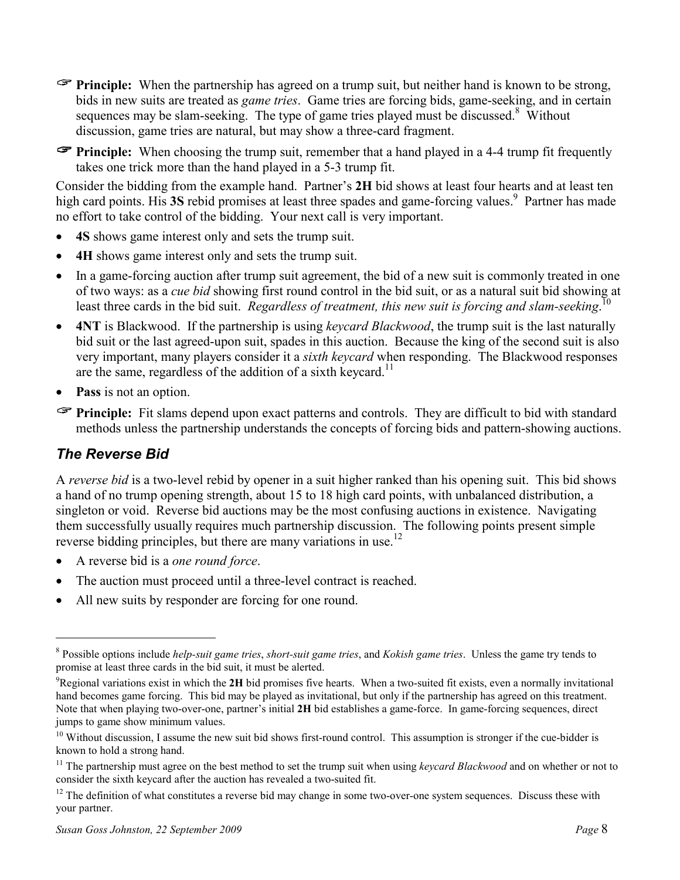☞ **Principle:** When the partnership has agreed on a trump suit, but neither hand is known to be strong, bids in new suits are treated as *game tries*. Game tries are forcing bids, game-seeking, and in certain sequences may be slam-seeking. The type of game tries played must be discussed.[8] Without discussion, game tries are natural, but may show a three-card fragment.

☞ **Principle:** When choosing the trump suit, remember that a hand played in a 4-4 trump fit frequently takes one trick more than the hand played in a 5-3 trump fit.

Consider the bidding from the example hand. Partner's **2H** bid shows at least four hearts and at least ten high card points. His **3S** rebid promises at least three spades and game-forcing values.[9] Partner has made no effort to take control of the bidding. Your next call is very important.

- **4S** shows game interest only and sets the trump suit.
- **4H** shows game interest only and sets the trump suit.
- In a game-forcing auction after trump suit agreement, the bid of a new suit is commonly treated in one of two ways: as a *cue bid* showing first round control in the bid suit, or as a natural suit bid showing at least three cards in the bid suit. *Regardless of treatment, this new suit is forcing and slam-seeking*.[10]
- **4NT** is Blackwood. If the partnership is using *keycard Blackwood*, the trump suit is the last naturally bid suit or the last agreed-upon suit, spades in this auction. Because the king of the second suit is also very important, many players consider it a *sixth keycard* when responding. The Blackwood responses are the same, regardless of the addition of a sixth keycard.[11]
- **Pass** is not an option.

☞ **Principle:** Fit slams depend upon exact patterns and controls. They are difficult to bid with standard methods unless the partnership understands the concepts of forcing bids and pattern-showing auctions.

## *The Reverse Bid*

A *reverse bid* is a two-level rebid by opener in a suit higher ranked than his opening suit. This bid shows a hand of no trump opening strength, about 15 to 18 high card points, with unbalanced distribution, a singleton or void. Reverse bid auctions may be the most confusing auctions in existence. Navigating them successfully usually requires much partnership discussion. The following points present simple reverse bidding principles, but there are many variations in use.[12]

- A reverse bid is a *one round force*.
- The auction must proceed until a three-level contract is reached.
- All new suits by responder are forcing for one round.

---

[8] Possible options include *help-suit game tries*, *short-suit game tries*, and *Kokish game tries*. Unless the game try tends to promise at least three cards in the bid suit, it must be alerted.

[9] Regional variations exist in which the **2H** bid promises five hearts. When a two-suited fit exists, even a normally invitational hand becomes game forcing. This bid may be played as invitational, but only if the partnership has agreed on this treatment. Note that when playing two-over-one, partner's initial **2H** bid establishes a game-force. In game-forcing sequences, direct jumps to game show minimum values.

[10] Without discussion, I assume the new suit bid shows first-round control. This assumption is stronger if the cue-bidder is known to hold a strong hand.

[11] The partnership must agree on the best method to set the trump suit when using *keycard Blackwood* and on whether or not to consider the sixth keycard after the auction has revealed a two-suited fit.

[12] The definition of what constitutes a reverse bid may change in some two-over-one system sequences. Discuss these with your partner.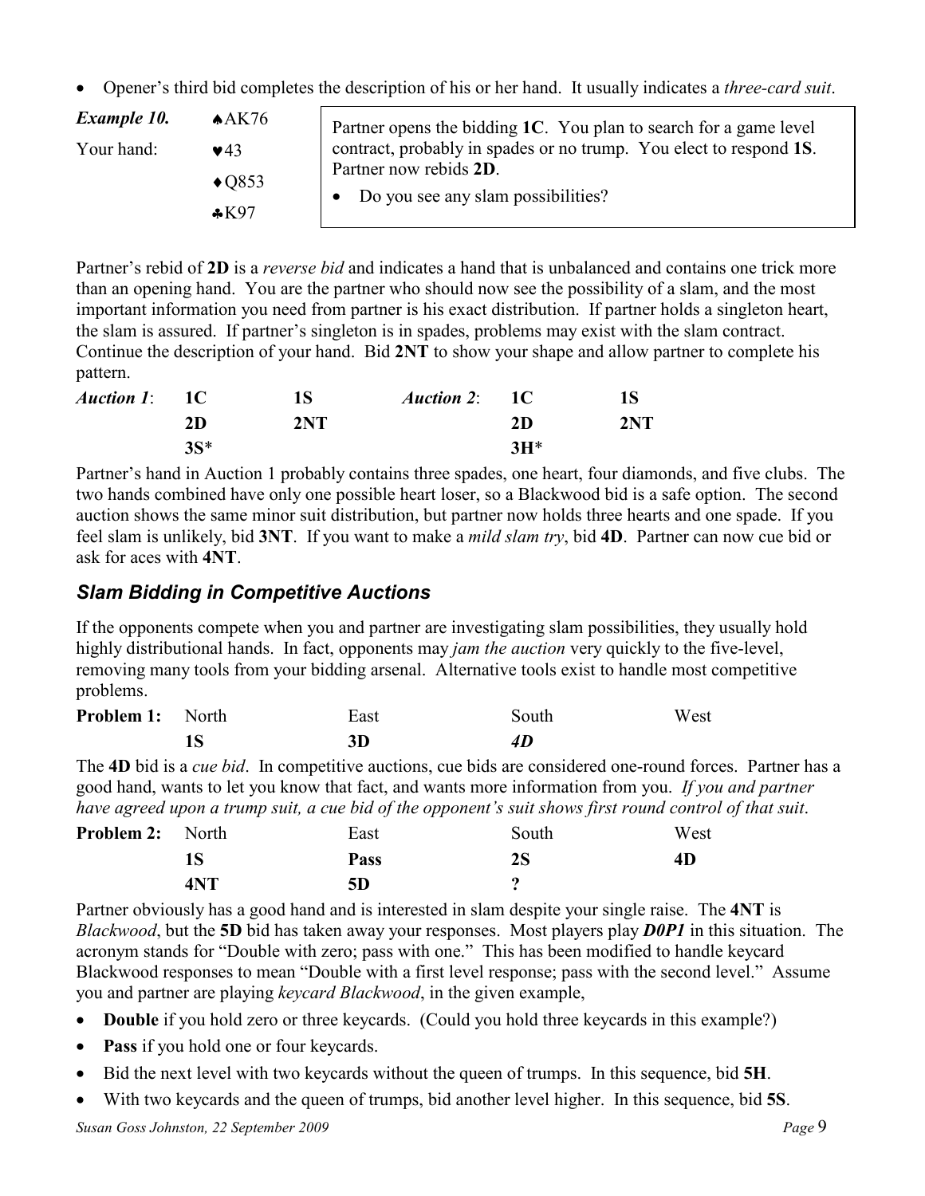- Opener's third bid completes the description of his or her hand. It usually indicates a *three-card suit*.

| ***Example 10.*** | ♠AK76 | Partner opens the bidding **1C**. You plan to search for a game level contract, probably in spades or no trump. You elect to respond **1S**. Partner now rebids **2D**. • Do you see any slam possibilities? |
|---|---|---|
| Your hand: | ♥43 | |
| | ♦Q853 | |
| | ♣K97 | |

Partner's rebid of **2D** is a *reverse bid* and indicates a hand that is unbalanced and contains one trick more than an opening hand. You are the partner who should now see the possibility of a slam, and the most important information you need from partner is his exact distribution. If partner holds a singleton heart, the slam is assured. If partner's singleton is in spades, problems may exist with the slam contract. Continue the description of your hand. Bid **2NT** to show your shape and allow partner to complete his pattern.

| ***Auction 1***: | **1C** | **1S** | ***Auction 2***: | **1C** | **1S** |
|---|---|---|---|---|---|
| | **2D** | **2NT** | | **2D** | **2NT** |
| | **3S*** | | | **3H*** | |

Partner's hand in Auction 1 probably contains three spades, one heart, four diamonds, and five clubs. The two hands combined have only one possible heart loser, so a Blackwood bid is a safe option. The second auction shows the same minor suit distribution, but partner now holds three hearts and one spade. If you feel slam is unlikely, bid **3NT**. If you want to make a *mild slam try*, bid **4D**. Partner can now cue bid or ask for aces with **4NT**.

## *Slam Bidding in Competitive Auctions*

If the opponents compete when you and partner are investigating slam possibilities, they usually hold highly distributional hands. In fact, opponents may *jam the auction* very quickly to the five-level, removing many tools from your bidding arsenal. Alternative tools exist to handle most competitive problems.

| **Problem 1:** | North | East | South | West |
|---|---|---|---|---|
| | **1S** | **3D** | ***4D*** | |

The **4D** bid is a *cue bid*. In competitive auctions, cue bids are considered one-round forces. Partner has a good hand, wants to let you know that fact, and wants more information from you. *If you and partner have agreed upon a trump suit, a cue bid of the opponent's suit shows first round control of that suit*.

| **Problem 2:** | North | East | South | West |
|---|---|---|---|---|
| | **1S** | **Pass** | **2S** | **4D** |
| | **4NT** | **5D** | **?** | |

Partner obviously has a good hand and is interested in slam despite your single raise. The **4NT** is *Blackwood*, but the **5D** bid has taken away your responses. Most players play ***D0P1*** in this situation. The acronym stands for "Double with zero; pass with one." This has been modified to handle keycard Blackwood responses to mean "Double with a first level response; pass with the second level." Assume you and partner are playing *keycard Blackwood*, in the given example,

- **Double** if you hold zero or three keycards. (Could you hold three keycards in this example?)
- **Pass** if you hold one or four keycards.
- Bid the next level with two keycards without the queen of trumps. In this sequence, bid **5H**.
- With two keycards and the queen of trumps, bid another level higher. In this sequence, bid **5S**.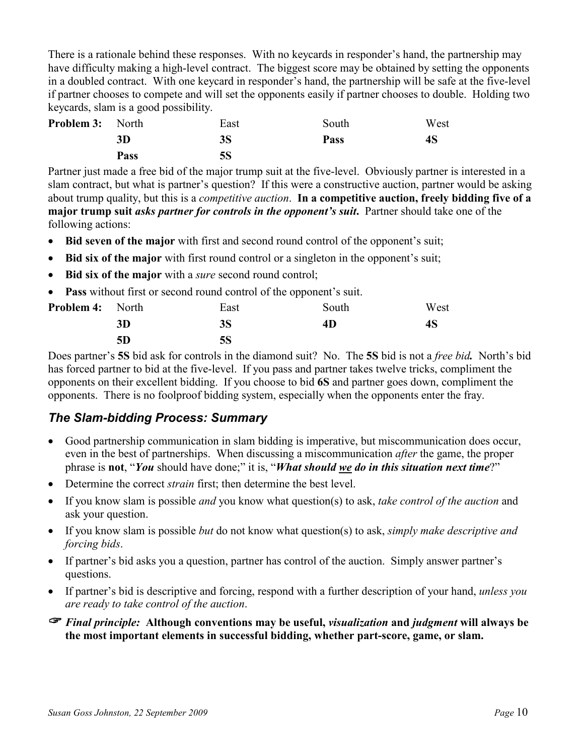There is a rationale behind these responses. With no keycards in responder's hand, the partnership may have difficulty making a high-level contract. The biggest score may be obtained by setting the opponents in a doubled contract. With one keycard in responder's hand, the partnership will be safe at the five-level if partner chooses to compete and will set the opponents easily if partner chooses to double. Holding two keycards, slam is a good possibility.

| **Problem 3:** | North | East | South | West |
|---|---|---|---|---|
| | **3D** | **3S** | **Pass** | **4S** |
| | **Pass** | **5S** | | |

Partner just made a free bid of the major trump suit at the five-level. Obviously partner is interested in a slam contract, but what is partner's question? If this were a constructive auction, partner would be asking about trump quality, but this is a *competitive auction*. **In a competitive auction, freely bidding five of a major trump suit *asks partner for controls in the opponent's suit*.** Partner should take one of the following actions:

- **Bid seven of the major** with first and second round control of the opponent's suit;
- **Bid six of the major** with first round control or a singleton in the opponent's suit;
- **Bid six of the major** with a *sure* second round control;
- **Pass** without first or second round control of the opponent's suit.

| **Problem 4:** | North | East | South | West |
|---|---|---|---|---|
| | **3D** | **3S** | **4D** | **4S** |
| | **5D** | **5S** | | |

Does partner's **5S** bid ask for controls in the diamond suit? No. The **5S** bid is not a *free bid.* North's bid has forced partner to bid at the five-level. If you pass and partner takes twelve tricks, compliment the opponents on their excellent bidding. If you choose to bid **6S** and partner goes down, compliment the opponents. There is no foolproof bidding system, especially when the opponents enter the fray.

## *The Slam-bidding Process: Summary*

- Good partnership communication in slam bidding is imperative, but miscommunication does occur, even in the best of partnerships. When discussing a miscommunication *after* the game, the proper phrase is **not**, "***You*** should have done;" it is, "***What should we do in this situation next time***?"
- Determine the correct *strain* first; then determine the best level.
- If you know slam is possible *and* you know what question(s) to ask, *take control of the auction* and ask your question.
- If you know slam is possible *but* do not know what question(s) to ask, *simply make descriptive and forcing bids*.
- If partner's bid asks you a question, partner has control of the auction. Simply answer partner's questions.
- If partner's bid is descriptive and forcing, respond with a further description of your hand, *unless you are ready to take control of the auction*.

☞ ***Final principle:*** **Although conventions may be useful, *visualization* and *judgment* will always be the most important elements in successful bidding, whether part-score, game, or slam.**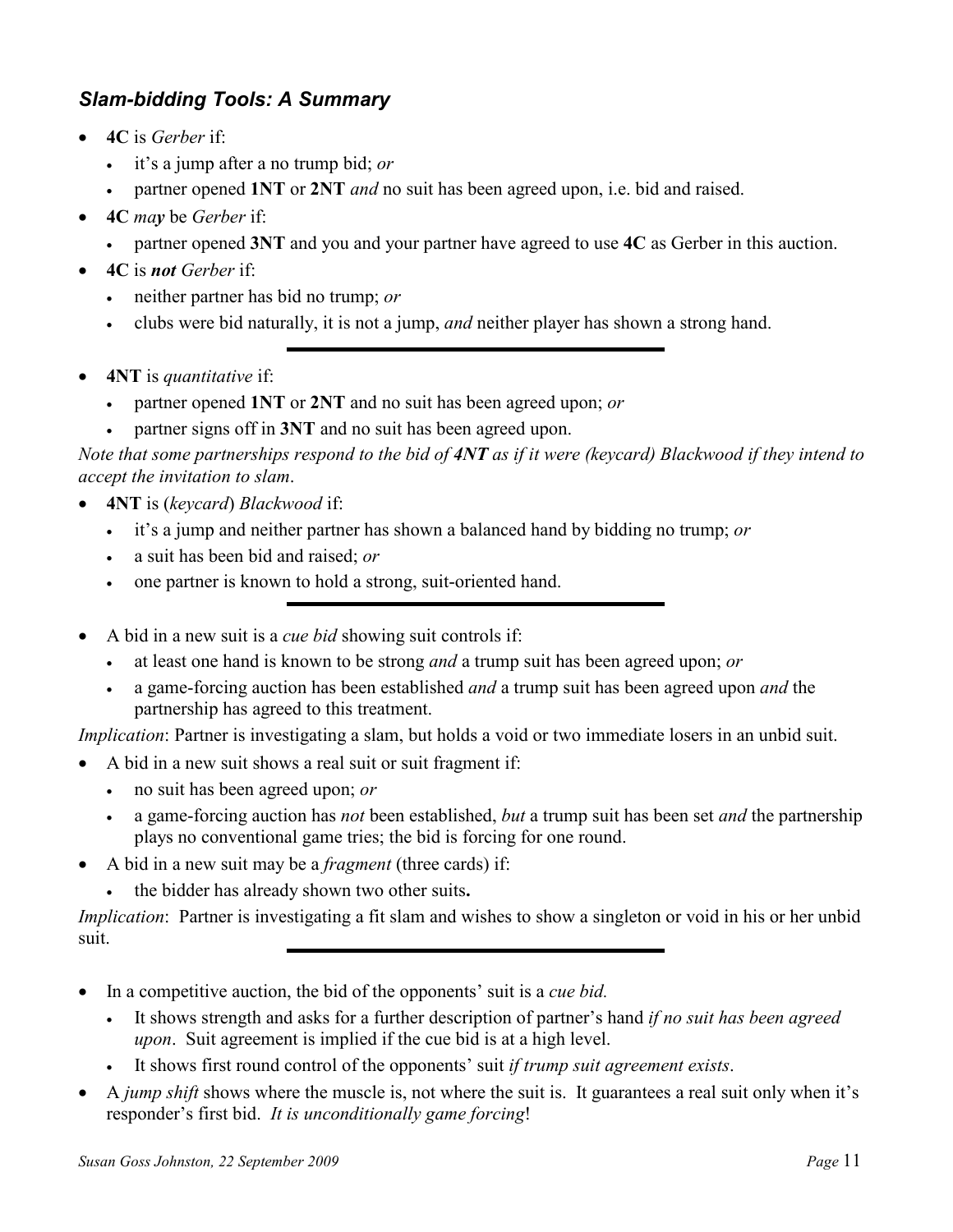### *Slam-bidding Tools: A Summary*

- **4C** is *Gerber* if:
  - it's a jump after a no trump bid; *or*
  - partner opened **1NT** or **2NT** *and* no suit has been agreed upon, i.e. bid and raised.
- **4C** *may* be *Gerber* if:
  - partner opened **3NT** and you and your partner have agreed to use **4C** as Gerber in this auction.
- **4C** is ***not*** *Gerber* if:
  - neither partner has bid no trump; *or*
  - clubs were bid naturally, it is not a jump, *and* neither player has shown a strong hand.

---

- **4NT** is *quantitative* if:
  - partner opened **1NT** or **2NT** and no suit has been agreed upon; *or*
  - partner signs off in **3NT** and no suit has been agreed upon.

*Note that some partnerships respond to the bid of **4NT** as if it were (keycard) Blackwood if they intend to accept the invitation to slam*.

- **4NT** is (*keycard*) *Blackwood* if:
  - it's a jump and neither partner has shown a balanced hand by bidding no trump; *or*
  - a suit has been bid and raised; *or*
  - one partner is known to hold a strong, suit-oriented hand.

---

- A bid in a new suit is a *cue bid* showing suit controls if:
  - at least one hand is known to be strong *and* a trump suit has been agreed upon; *or*
  - a game-forcing auction has been established *and* a trump suit has been agreed upon *and* the partnership has agreed to this treatment.

*Implication*: Partner is investigating a slam, but holds a void or two immediate losers in an unbid suit.

- A bid in a new suit shows a real suit or suit fragment if:
  - no suit has been agreed upon; *or*
  - a game-forcing auction has *not* been established, *but* a trump suit has been set *and* the partnership plays no conventional game tries; the bid is forcing for one round.
- A bid in a new suit may be a *fragment* (three cards) if:
  - the bidder has already shown two other suits**.**

*Implication*: Partner is investigating a fit slam and wishes to show a singleton or void in his or her unbid suit.

---

- In a competitive auction, the bid of the opponents' suit is a *cue bid.*
  - It shows strength and asks for a further description of partner's hand *if no suit has been agreed upon*. Suit agreement is implied if the cue bid is at a high level.
  - It shows first round control of the opponents' suit *if trump suit agreement exists*.
- A *jump shift* shows where the muscle is, not where the suit is. It guarantees a real suit only when it's responder's first bid. *It is unconditionally game forcing*!

*Susan Goss Johnston, 22 September 2009*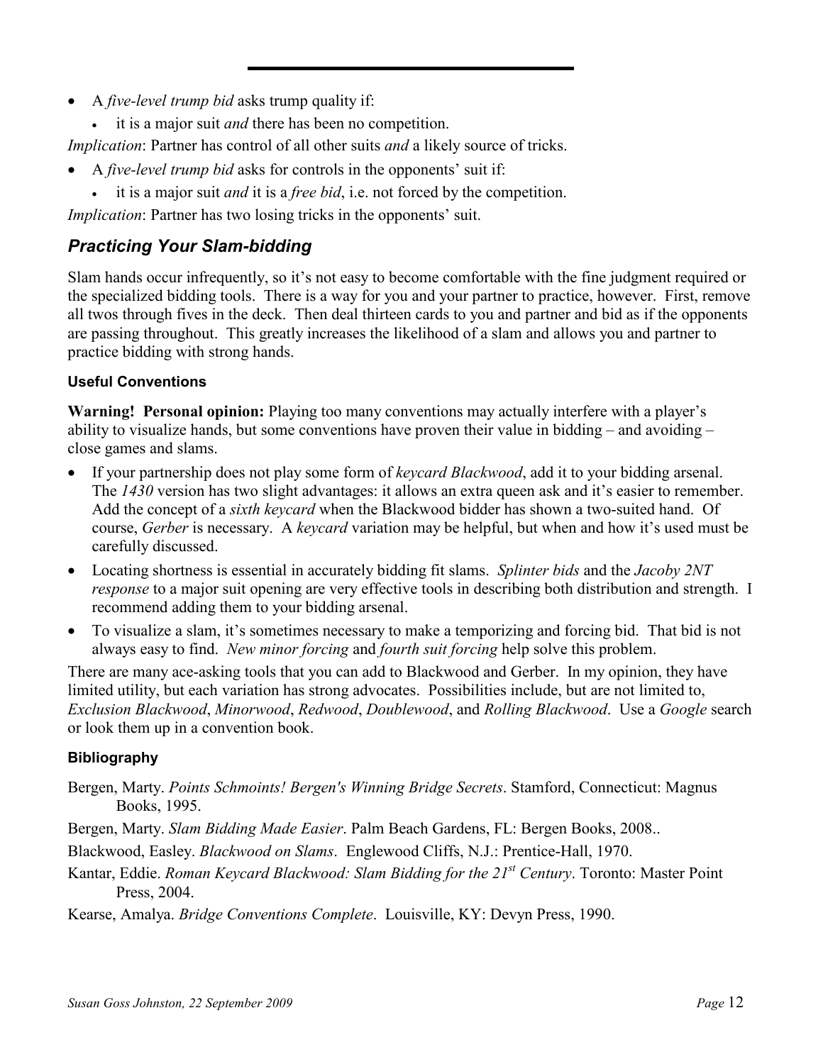- A *five-level trump bid* asks trump quality if:
  - it is a major suit *and* there has been no competition.

*Implication*: Partner has control of all other suits *and* a likely source of tricks.

- A *five-level trump bid* asks for controls in the opponents' suit if:
  - it is a major suit *and* it is a *free bid*, i.e. not forced by the competition.

*Implication*: Partner has two losing tricks in the opponents' suit.

## *Practicing Your Slam-bidding*

Slam hands occur infrequently, so it's not easy to become comfortable with the fine judgment required or the specialized bidding tools. There is a way for you and your partner to practice, however. First, remove all twos through fives in the deck. Then deal thirteen cards to you and partner and bid as if the opponents are passing throughout. This greatly increases the likelihood of a slam and allows you and partner to practice bidding with strong hands.

### Useful Conventions

**Warning! Personal opinion:** Playing too many conventions may actually interfere with a player's ability to visualize hands, but some conventions have proven their value in bidding – and avoiding – close games and slams.

- If your partnership does not play some form of *keycard Blackwood*, add it to your bidding arsenal. The *1430* version has two slight advantages: it allows an extra queen ask and it's easier to remember. Add the concept of a *sixth keycard* when the Blackwood bidder has shown a two-suited hand. Of course, *Gerber* is necessary. A *keycard* variation may be helpful, but when and how it's used must be carefully discussed.
- Locating shortness is essential in accurately bidding fit slams. *Splinter bids* and the *Jacoby 2NT response* to a major suit opening are very effective tools in describing both distribution and strength. I recommend adding them to your bidding arsenal.
- To visualize a slam, it's sometimes necessary to make a temporizing and forcing bid. That bid is not always easy to find. *New minor forcing* and *fourth suit forcing* help solve this problem.

There are many ace-asking tools that you can add to Blackwood and Gerber. In my opinion, they have limited utility, but each variation has strong advocates. Possibilities include, but are not limited to, *Exclusion Blackwood*, *Minorwood*, *Redwood*, *Doublewood*, and *Rolling Blackwood*. Use a *Google* search or look them up in a convention book.

### Bibliography

Bergen, Marty. *Points Schmoints! Bergen's Winning Bridge Secrets*. Stamford, Connecticut: Magnus Books, 1995.

Bergen, Marty. *Slam Bidding Made Easier*. Palm Beach Gardens, FL: Bergen Books, 2008..

Blackwood, Easley. *Blackwood on Slams*. Englewood Cliffs, N.J.: Prentice-Hall, 1970.

Kantar, Eddie. *Roman Keycard Blackwood: Slam Bidding for the 21st Century*. Toronto: Master Point Press, 2004.

Kearse, Amalya. *Bridge Conventions Complete*. Louisville, KY: Devyn Press, 1990.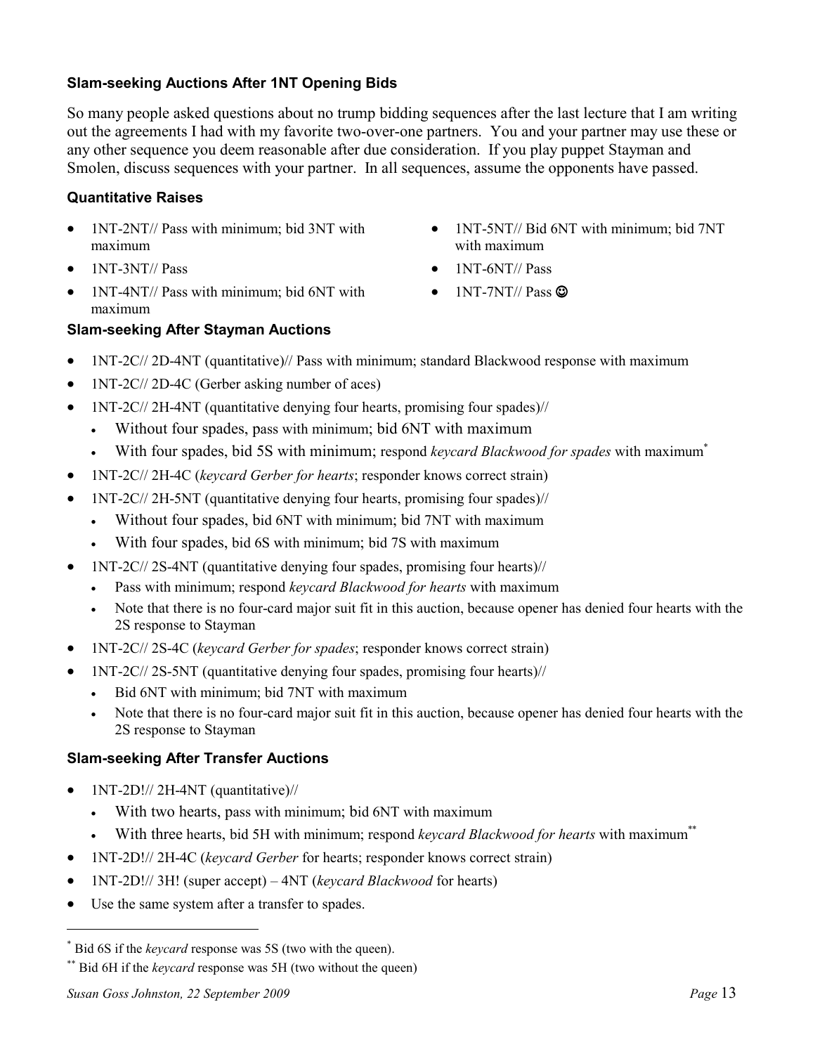### Slam-seeking Auctions After 1NT Opening Bids

So many people asked questions about no trump bidding sequences after the last lecture that I am writing out the agreements I had with my favorite two-over-one partners. You and your partner may use these or any other sequence you deem reasonable after due consideration. If you play puppet Stayman and Smolen, discuss sequences with your partner. In all sequences, assume the opponents have passed.

### Quantitative Raises

- 1NT-2NT// Pass with minimum; bid 3NT with maximum
- 1NT-3NT// Pass
- 1NT-4NT// Pass with minimum; bid 6NT with maximum
- 1NT-5NT// Bid 6NT with minimum; bid 7NT with maximum
- 1NT-6NT// Pass
- 1NT-7NT// Pass ☺

### Slam-seeking After Stayman Auctions

- 1NT-2C// 2D-4NT (quantitative)// Pass with minimum; standard Blackwood response with maximum
- 1NT-2C// 2D-4C (Gerber asking number of aces)
- 1NT-2C// 2H-4NT (quantitative denying four hearts, promising four spades)//
  - Without four spades, pass with minimum; bid 6NT with maximum
  - With four spades, bid 5S with minimum; respond *keycard Blackwood for spades* with maximum*
- 1NT-2C// 2H-4C (*keycard Gerber for hearts*; responder knows correct strain)
- 1NT-2C// 2H-5NT (quantitative denying four hearts, promising four spades)//
  - Without four spades, bid 6NT with minimum; bid 7NT with maximum
  - With four spades, bid 6S with minimum; bid 7S with maximum
- 1NT-2C// 2S-4NT (quantitative denying four spades, promising four hearts)//
  - Pass with minimum; respond *keycard Blackwood for hearts* with maximum
  - Note that there is no four-card major suit fit in this auction, because opener has denied four hearts with the 2S response to Stayman
- 1NT-2C// 2S-4C (*keycard Gerber for spades*; responder knows correct strain)
- 1NT-2C// 2S-5NT (quantitative denying four spades, promising four hearts)//
  - Bid 6NT with minimum; bid 7NT with maximum
  - Note that there is no four-card major suit fit in this auction, because opener has denied four hearts with the 2S response to Stayman

### Slam-seeking After Transfer Auctions

- 1NT-2D!// 2H-4NT (quantitative)//
  - With two hearts, pass with minimum; bid 6NT with maximum
  - With three hearts, bid 5H with minimum; respond *keycard Blackwood for hearts* with maximum**
- 1NT-2D!// 2H-4C (*keycard Gerber* for hearts; responder knows correct strain)
- 1NT-2D!// 3H! (super accept) – 4NT (*keycard Blackwood* for hearts)
- Use the same system after a transfer to spades.

---

* Bid 6S if the *keycard* response was 5S (two with the queen).

** Bid 6H if the *keycard* response was 5H (two without the queen)

*Susan Goss Johnston, 22 September 2009*